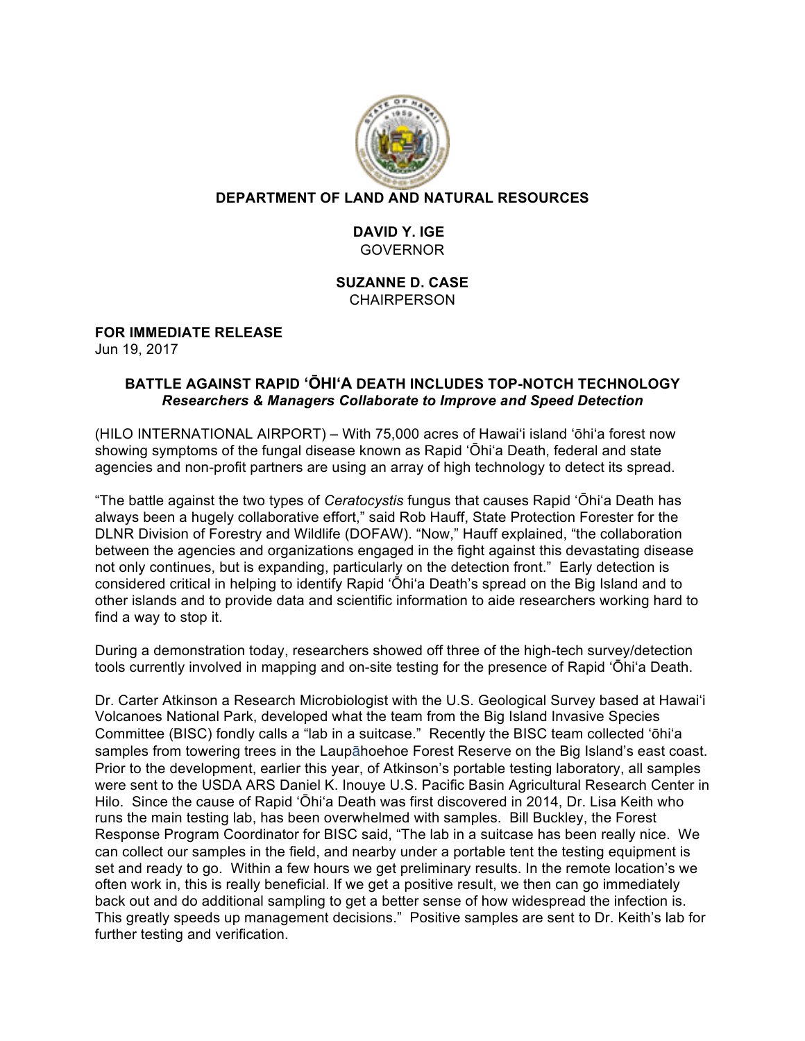**DEPARTMENT OF LAND AND NATURAL RESOURCES**

**DAVID Y. IGE**
GOVERNOR

**SUZANNE D. CASE**
CHAIRPERSON

**FOR IMMEDIATE RELEASE**
Jun 19, 2017

## BATTLE AGAINST RAPID ʻŌHIʻA DEATH INCLUDES TOP-NOTCH TECHNOLOGY
### *Researchers & Managers Collaborate to Improve and Speed Detection*

(HILO INTERNATIONAL AIRPORT) – With 75,000 acres of Hawaiʻi island ʻōhiʻa forest now showing symptoms of the fungal disease known as Rapid ʻŌhiʻa Death, federal and state agencies and non-profit partners are using an array of high technology to detect its spread.

"The battle against the two types of *Ceratocystis* fungus that causes Rapid ʻŌhiʻa Death has always been a hugely collaborative effort," said Rob Hauff, State Protection Forester for the DLNR Division of Forestry and Wildlife (DOFAW). "Now," Hauff explained, "the collaboration between the agencies and organizations engaged in the fight against this devastating disease not only continues, but is expanding, particularly on the detection front." Early detection is considered critical in helping to identify Rapid ʻŌhiʻa Death's spread on the Big Island and to other islands and to provide data and scientific information to aide researchers working hard to find a way to stop it.

During a demonstration today, researchers showed off three of the high-tech survey/detection tools currently involved in mapping and on-site testing for the presence of Rapid ʻŌhiʻa Death.

Dr. Carter Atkinson a Research Microbiologist with the U.S. Geological Survey based at Hawaiʻi Volcanoes National Park, developed what the team from the Big Island Invasive Species Committee (BISC) fondly calls a "lab in a suitcase." Recently the BISC team collected ʻōhiʻa samples from towering trees in the Laupāhoehoe Forest Reserve on the Big Island's east coast. Prior to the development, earlier this year, of Atkinson's portable testing laboratory, all samples were sent to the USDA ARS Daniel K. Inouye U.S. Pacific Basin Agricultural Research Center in Hilo. Since the cause of Rapid ʻŌhiʻa Death was first discovered in 2014, Dr. Lisa Keith who runs the main testing lab, has been overwhelmed with samples. Bill Buckley, the Forest Response Program Coordinator for BISC said, "The lab in a suitcase has been really nice. We can collect our samples in the field, and nearby under a portable tent the testing equipment is set and ready to go. Within a few hours we get preliminary results. In the remote location's we often work in, this is really beneficial. If we get a positive result, we then can go immediately back out and do additional sampling to get a better sense of how widespread the infection is. This greatly speeds up management decisions." Positive samples are sent to Dr. Keith's lab for further testing and verification.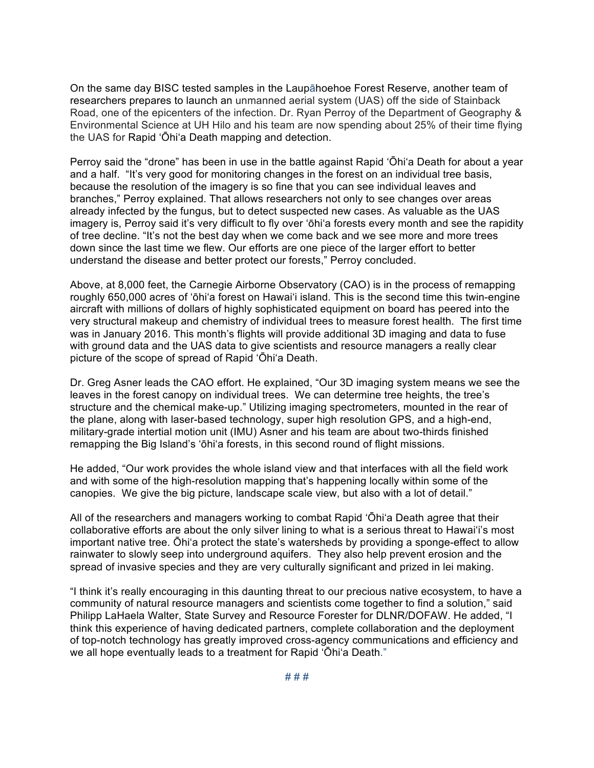On the same day BISC tested samples in the Laupāhoehoe Forest Reserve, another team of researchers prepares to launch an unmanned aerial system (UAS) off the side of Stainback Road, one of the epicenters of the infection. Dr. Ryan Perroy of the Department of Geography & Environmental Science at UH Hilo and his team are now spending about 25% of their time flying the UAS for Rapid ʻŌhiʻa Death mapping and detection.

Perroy said the "drone" has been in use in the battle against Rapid ʻŌhiʻa Death for about a year and a half. "It's very good for monitoring changes in the forest on an individual tree basis, because the resolution of the imagery is so fine that you can see individual leaves and branches," Perroy explained. That allows researchers not only to see changes over areas already infected by the fungus, but to detect suspected new cases. As valuable as the UAS imagery is, Perroy said it's very difficult to fly over ʻōhiʻa forests every month and see the rapidity of tree decline. "It's not the best day when we come back and we see more and more trees down since the last time we flew. Our efforts are one piece of the larger effort to better understand the disease and better protect our forests," Perroy concluded.

Above, at 8,000 feet, the Carnegie Airborne Observatory (CAO) is in the process of remapping roughly 650,000 acres of ʻōhiʻa forest on Hawaiʻi island. This is the second time this twin-engine aircraft with millions of dollars of highly sophisticated equipment on board has peered into the very structural makeup and chemistry of individual trees to measure forest health. The first time was in January 2016. This month's flights will provide additional 3D imaging and data to fuse with ground data and the UAS data to give scientists and resource managers a really clear picture of the scope of spread of Rapid ʻŌhiʻa Death.

Dr. Greg Asner leads the CAO effort. He explained, "Our 3D imaging system means we see the leaves in the forest canopy on individual trees. We can determine tree heights, the tree's structure and the chemical make-up." Utilizing imaging spectrometers, mounted in the rear of the plane, along with laser-based technology, super high resolution GPS, and a high-end, military-grade intertial motion unit (IMU) Asner and his team are about two-thirds finished remapping the Big Island's ʻōhiʻa forests, in this second round of flight missions.

He added, "Our work provides the whole island view and that interfaces with all the field work and with some of the high-resolution mapping that's happening locally within some of the canopies. We give the big picture, landscape scale view, but also with a lot of detail."

All of the researchers and managers working to combat Rapid ʻŌhiʻa Death agree that their collaborative efforts are about the only silver lining to what is a serious threat to Hawaiʻi's most important native tree. Ōhiʻa protect the state's watersheds by providing a sponge-effect to allow rainwater to slowly seep into underground aquifers. They also help prevent erosion and the spread of invasive species and they are very culturally significant and prized in lei making.

"I think it's really encouraging in this daunting threat to our precious native ecosystem, to have a community of natural resource managers and scientists come together to find a solution," said Philipp LaHaela Walter, State Survey and Resource Forester for DLNR/DOFAW. He added, "I think this experience of having dedicated partners, complete collaboration and the deployment of top-notch technology has greatly improved cross-agency communications and efficiency and we all hope eventually leads to a treatment for Rapid ʻŌhiʻa Death."

# # #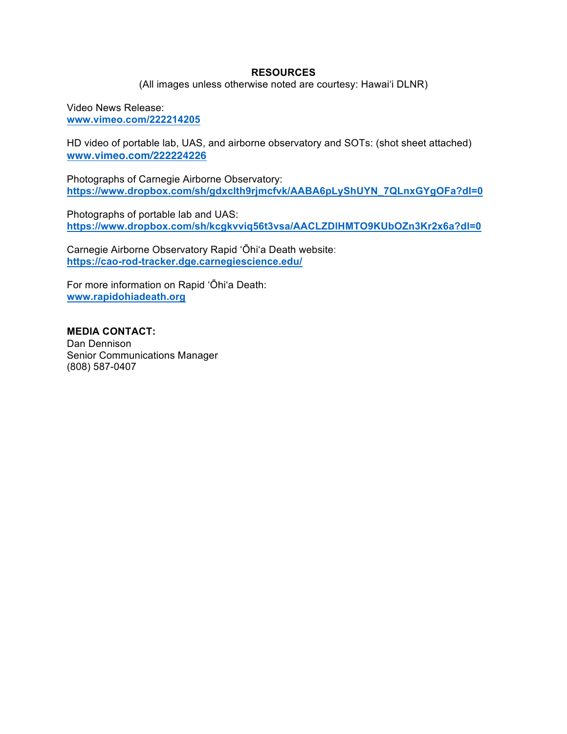**RESOURCES**

(All images unless otherwise noted are courtesy: Hawai'i DLNR)

Video News Release:
**www.vimeo.com/222214205**

HD video of portable lab, UAS, and airborne observatory and SOTs: (shot sheet attached)
**www.vimeo.com/222224226**

Photographs of Carnegie Airborne Observatory:
**https://www.dropbox.com/sh/gdxclth9rjmcfvk/AABA6pLyShUYN_7QLnxGYgOFa?dl=0**

Photographs of portable lab and UAS:
**https://www.dropbox.com/sh/kcgkvviq56t3vsa/AACLZDlHMTO9KUbOZn3Kr2x6a?dl=0**

Carnegie Airborne Observatory Rapid 'Ōhi'a Death website:
**https://cao-rod-tracker.dge.carnegiescience.edu/**

For more information on Rapid 'Ōhi'a Death:
**www.rapidohiadeath.org**

**MEDIA CONTACT:**
Dan Dennison
Senior Communications Manager
(808) 587-0407